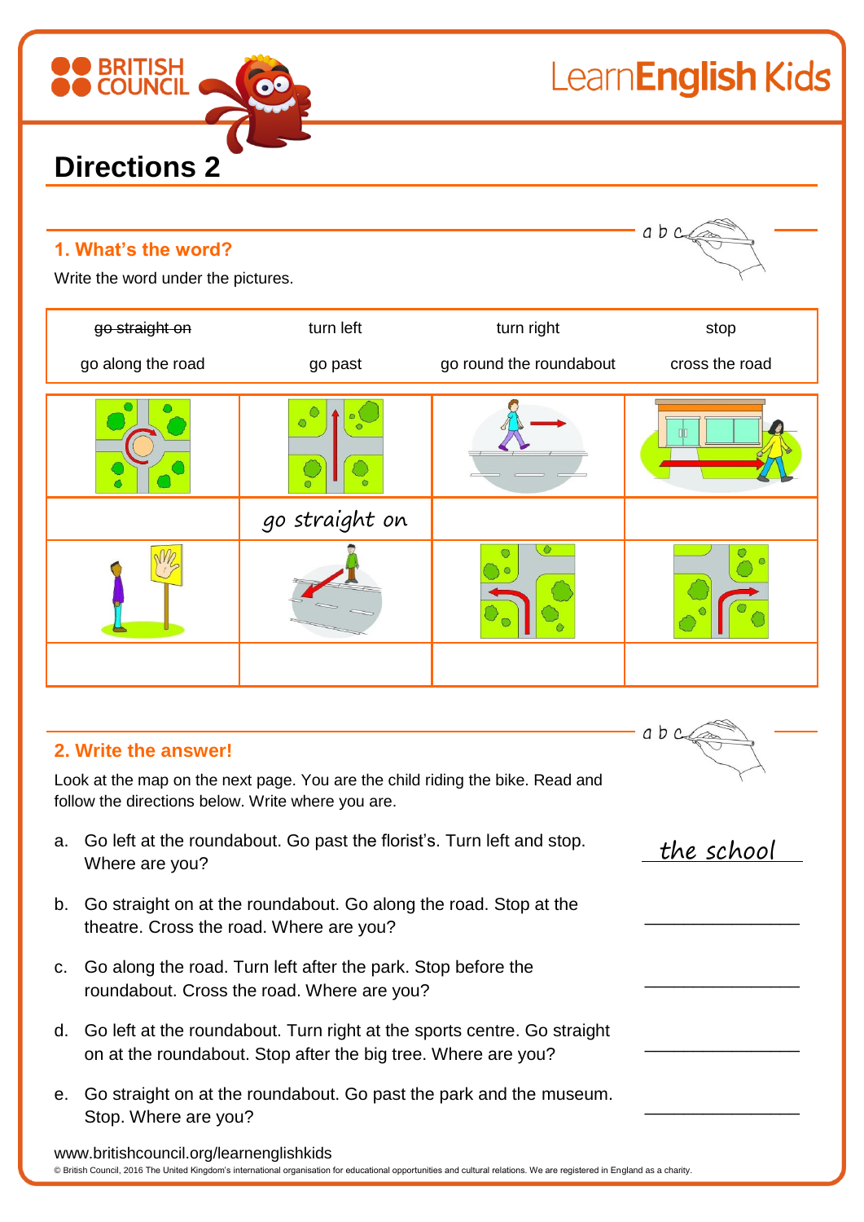# Directions 2

## 1. What's the word?

Write the word under the pictures.

| | | | |
|---|---|---|---|
| ~~go straight on~~ | turn left | turn right | stop |
| go along the road | go past | go round the roundabout | cross the road |

| | | | |
|---|---|---|---|
| | go straight on | | |
| | | | |

## 2. Write the answer!

Look at the map on the next page. You are the child riding the bike. Read and follow the directions below. Write where you are.

a. Go left at the roundabout. Go past the florist's. Turn left and stop. Where are you? *the school*

b. Go straight on at the roundabout. Go along the road. Stop at the theatre. Cross the road. Where are you? \_\_\_\_\_\_\_\_\_\_\_\_\_\_\_

c. Go along the road. Turn left after the park. Stop before the roundabout. Cross the road. Where are you? \_\_\_\_\_\_\_\_\_\_\_\_\_\_\_

d. Go left at the roundabout. Turn right at the sports centre. Go straight on at the roundabout. Stop after the big tree. Where are you? \_\_\_\_\_\_\_\_\_\_\_\_\_\_\_

e. Go straight on at the roundabout. Go past the park and the museum. Stop. Where are you? \_\_\_\_\_\_\_\_\_\_\_\_\_\_\_

www.britishcouncil.org/learnenglishkids

© British Council, 2016 The United Kingdom's international organisation for educational opportunities and cultural relations. We are registered in England as a charity.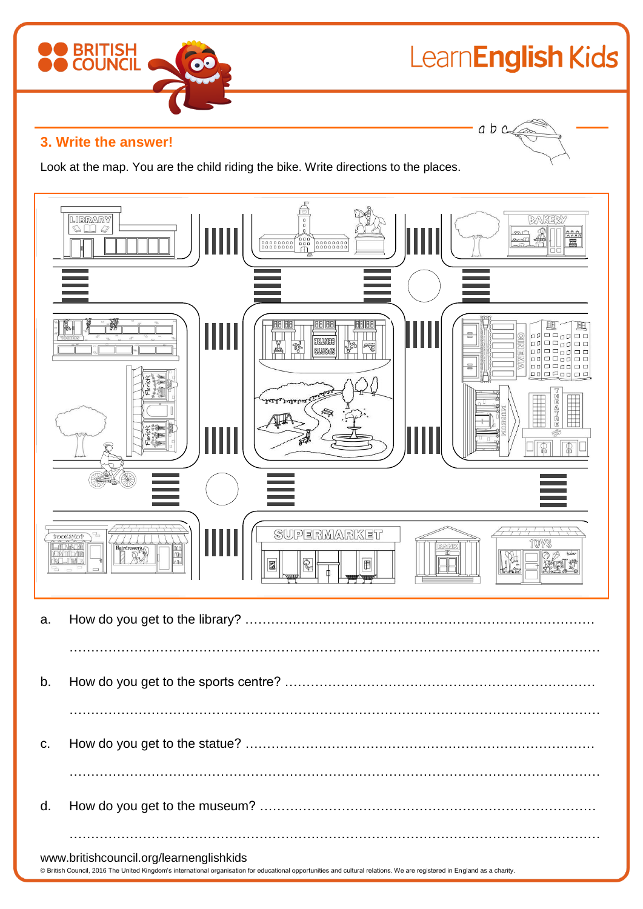## 3. Write the answer!

Look at the map. You are the child riding the bike. Write directions to the places.

a. How do you get to the library? ……………………………………………………………………

……………………………………………………………………………………………………………

b. How do you get to the sports centre? ……………………………………………………………

……………………………………………………………………………………………………………

c. How do you get to the statue? ……………………………………………………………………

……………………………………………………………………………………………………………

d. How do you get to the museum? …………………………………………………………………

……………………………………………………………………………………………………………

www.britishcouncil.org/learnenglishkids

© British Council, 2016 The United Kingdom's international organisation for educational opportunities and cultural relations. We are registered in England as a charity.